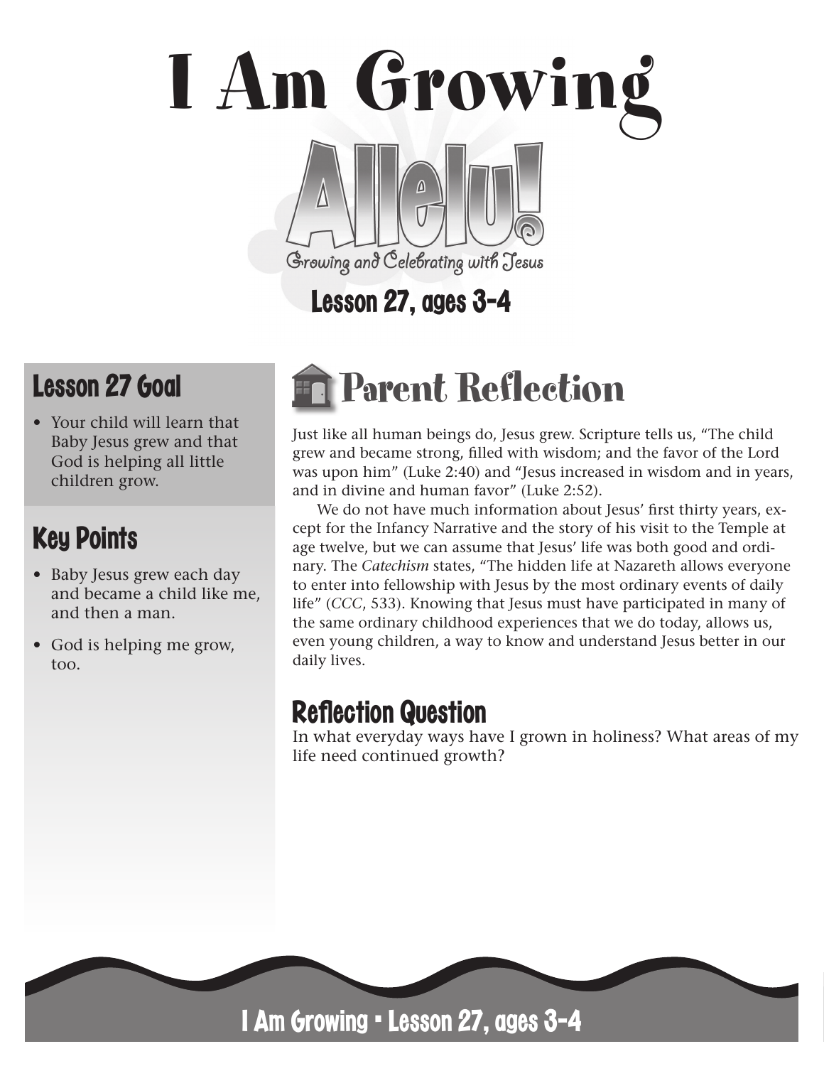# I Am Growing

Allelu!

Growing and Celebrating with Jesus

Lesson 27, ages 3-4

## Lesson 27 Goal

- Your child will learn that Baby Jesus grew and that God is helping all little children grow.

## Key Points

- Baby Jesus grew each day and became a child like me, and then a man.
- God is helping me grow, too.

## Parent Reflection

Just like all human beings do, Jesus grew. Scripture tells us, "The child grew and became strong, filled with wisdom; and the favor of the Lord was upon him" (Luke 2:40) and "Jesus increased in wisdom and in years, and in divine and human favor" (Luke 2:52).

We do not have much information about Jesus' first thirty years, except for the Infancy Narrative and the story of his visit to the Temple at age twelve, but we can assume that Jesus' life was both good and ordinary. The *Catechism* states, "The hidden life at Nazareth allows everyone to enter into fellowship with Jesus by the most ordinary events of daily life" (*CCC*, 533). Knowing that Jesus must have participated in many of the same ordinary childhood experiences that we do today, allows us, even young children, a way to know and understand Jesus better in our daily lives.

### Reflection Question

In what everyday ways have I grown in holiness? What areas of my life need continued growth?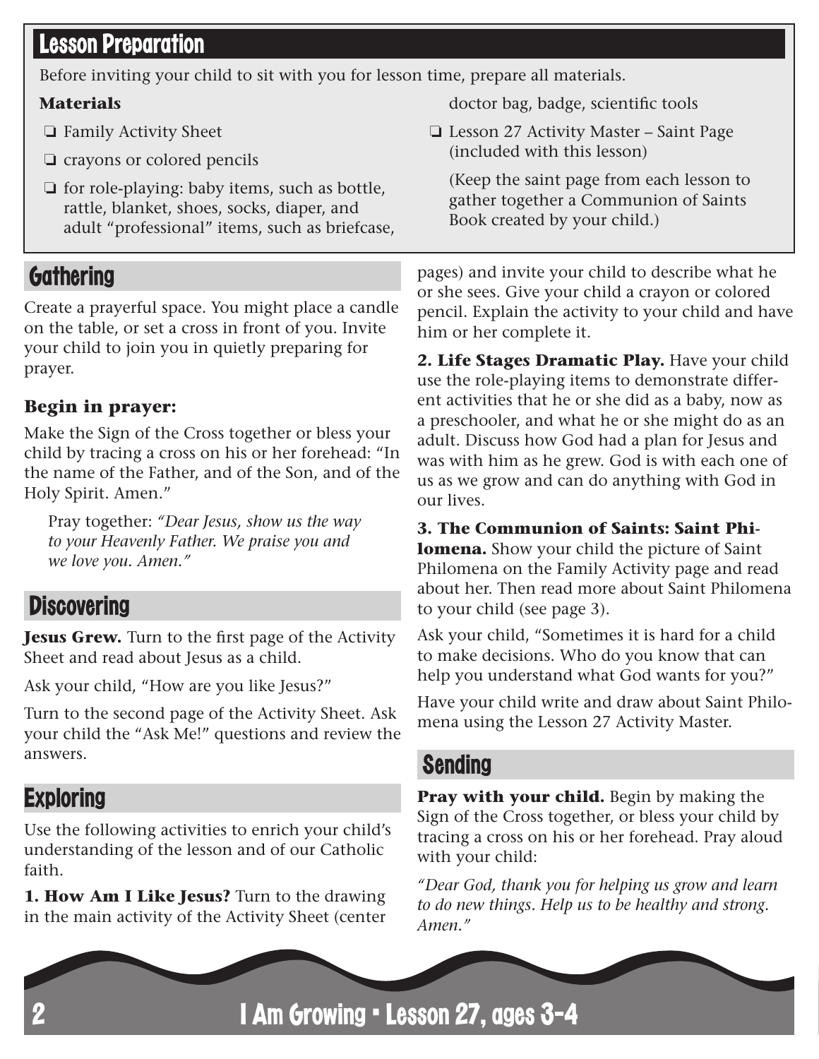## Lesson Preparation

Before inviting your child to sit with you for lesson time, prepare all materials.

**Materials**

- ❏ Family Activity Sheet
- ❏ crayons or colored pencils
- ❏ for role-playing: baby items, such as bottle, rattle, blanket, shoes, socks, diaper, and adult "professional" items, such as briefcase, doctor bag, badge, scientific tools
- ❏ Lesson 27 Activity Master – Saint Page (included with this lesson)

  (Keep the saint page from each lesson to gather together a Communion of Saints Book created by your child.)

## Gathering

Create a prayerful space. You might place a candle on the table, or set a cross in front of you. Invite your child to join you in quietly preparing for prayer.

### Begin in prayer:

Make the Sign of the Cross together or bless your child by tracing a cross on his or her forehead: "In the name of the Father, and of the Son, and of the Holy Spirit. Amen."

Pray together: *"Dear Jesus, show us the way to your Heavenly Father. We praise you and we love you. Amen."*

## Discovering

**Jesus Grew.** Turn to the first page of the Activity Sheet and read about Jesus as a child.

Ask your child, "How are you like Jesus?"

Turn to the second page of the Activity Sheet. Ask your child the "Ask Me!" questions and review the answers.

## Exploring

Use the following activities to enrich your child's understanding of the lesson and of our Catholic faith.

**1. How Am I Like Jesus?** Turn to the drawing in the main activity of the Activity Sheet (center pages) and invite your child to describe what he or she sees. Give your child a crayon or colored pencil. Explain the activity to your child and have him or her complete it.

**2. Life Stages Dramatic Play.** Have your child use the role-playing items to demonstrate different activities that he or she did as a baby, now as a preschooler, and what he or she might do as an adult. Discuss how God had a plan for Jesus and was with him as he grew. God is with each one of us as we grow and can do anything with God in our lives.

**3. The Communion of Saints: Saint Philomena.** Show your child the picture of Saint Philomena on the Family Activity page and read about her. Then read more about Saint Philomena to your child (see page 3).

Ask your child, "Sometimes it is hard for a child to make decisions. Who do you know that can help you understand what God wants for you?"

Have your child write and draw about Saint Philomena using the Lesson 27 Activity Master.

## Sending

**Pray with your child.** Begin by making the Sign of the Cross together, or bless your child by tracing a cross on his or her forehead. Pray aloud with your child:

*"Dear God, thank you for helping us grow and learn to do new things. Help us to be healthy and strong. Amen."*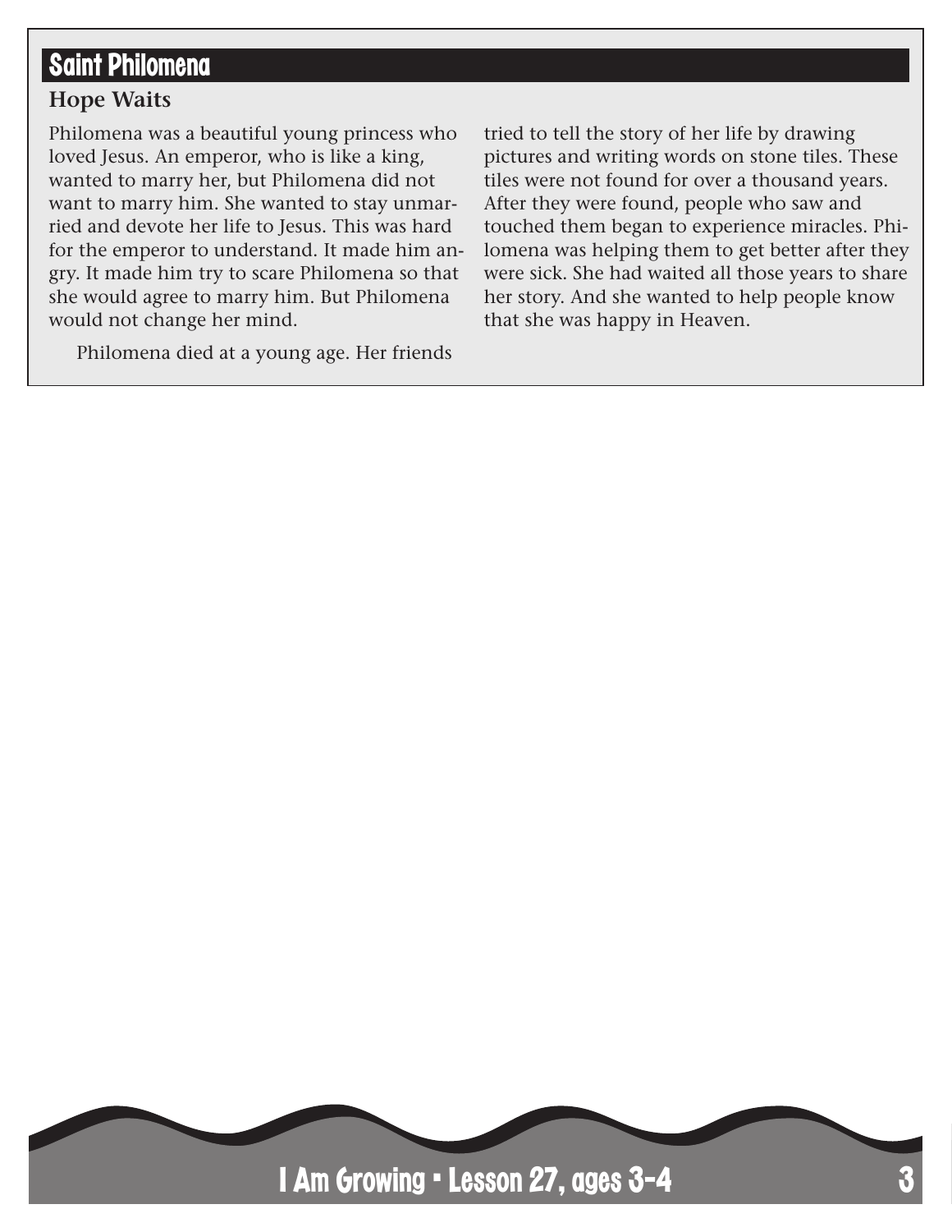## Saint Philomena

### Hope Waits

Philomena was a beautiful young princess who loved Jesus. An emperor, who is like a king, wanted to marry her, but Philomena did not want to marry him. She wanted to stay unmarried and devote her life to Jesus. This was hard for the emperor to understand. It made him angry. It made him try to scare Philomena so that she would agree to marry him. But Philomena would not change her mind.

Philomena died at a young age. Her friends tried to tell the story of her life by drawing pictures and writing words on stone tiles. These tiles were not found for over a thousand years. After they were found, people who saw and touched them began to experience miracles. Philomena was helping them to get better after they were sick. She had waited all those years to share her story. And she wanted to help people know that she was happy in Heaven.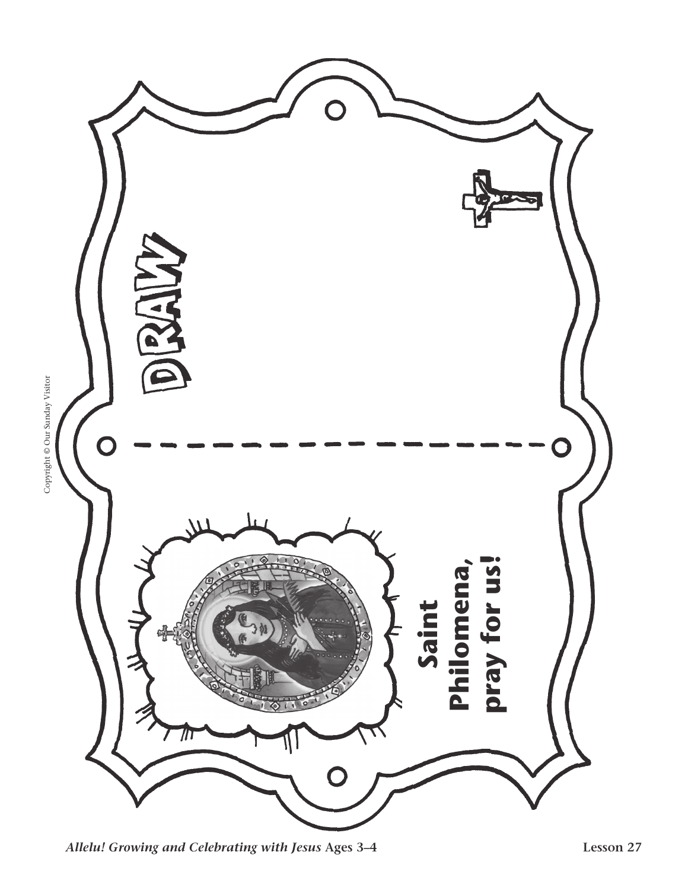Copyright © Our Sunday Visitor

DRAW

**Saint Philomena, pray for us!**

*Allelu! Growing and Celebrating with Jesus* **Ages 3–4** **Lesson 27**